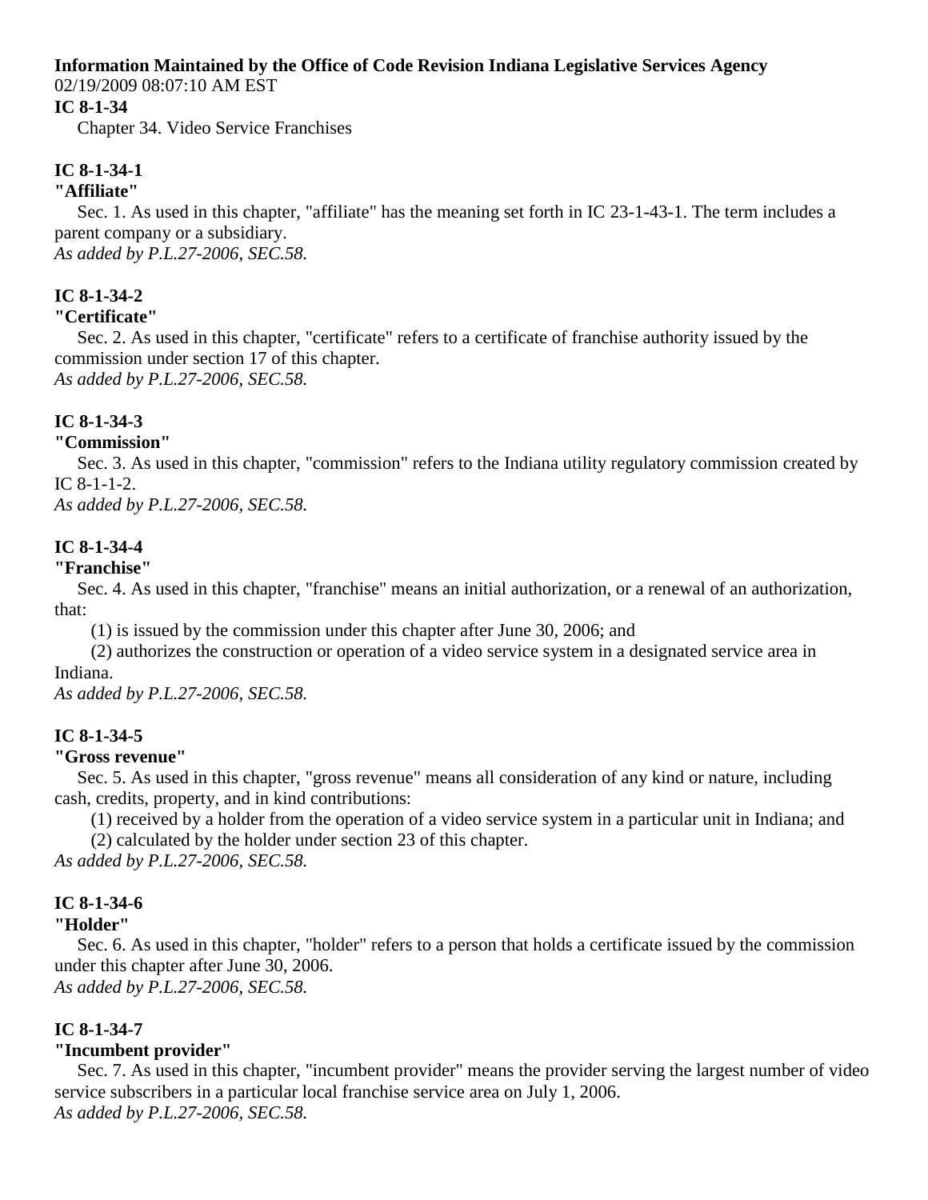**Information Maintained by the Office of Code Revision Indiana Legislative Services Agency**
02/19/2009 08:07:10 AM EST

**IC 8-1-34**
Chapter 34. Video Service Franchises

**IC 8-1-34-1**
**"Affiliate"**

Sec. 1. As used in this chapter, "affiliate" has the meaning set forth in IC 23-1-43-1. The term includes a parent company or a subsidiary.
*As added by P.L.27-2006, SEC.58.*

**IC 8-1-34-2**
**"Certificate"**

Sec. 2. As used in this chapter, "certificate" refers to a certificate of franchise authority issued by the commission under section 17 of this chapter.
*As added by P.L.27-2006, SEC.58.*

**IC 8-1-34-3**
**"Commission"**

Sec. 3. As used in this chapter, "commission" refers to the Indiana utility regulatory commission created by IC 8-1-1-2.
*As added by P.L.27-2006, SEC.58.*

**IC 8-1-34-4**
**"Franchise"**

Sec. 4. As used in this chapter, "franchise" means an initial authorization, or a renewal of an authorization, that:

(1) is issued by the commission under this chapter after June 30, 2006; and

(2) authorizes the construction or operation of a video service system in a designated service area in Indiana.

*As added by P.L.27-2006, SEC.58.*

**IC 8-1-34-5**
**"Gross revenue"**

Sec. 5. As used in this chapter, "gross revenue" means all consideration of any kind or nature, including cash, credits, property, and in kind contributions:

(1) received by a holder from the operation of a video service system in a particular unit in Indiana; and

(2) calculated by the holder under section 23 of this chapter.

*As added by P.L.27-2006, SEC.58.*

**IC 8-1-34-6**
**"Holder"**

Sec. 6. As used in this chapter, "holder" refers to a person that holds a certificate issued by the commission under this chapter after June 30, 2006.
*As added by P.L.27-2006, SEC.58.*

**IC 8-1-34-7**
**"Incumbent provider"**

Sec. 7. As used in this chapter, "incumbent provider" means the provider serving the largest number of video service subscribers in a particular local franchise service area on July 1, 2006.
*As added by P.L.27-2006, SEC.58.*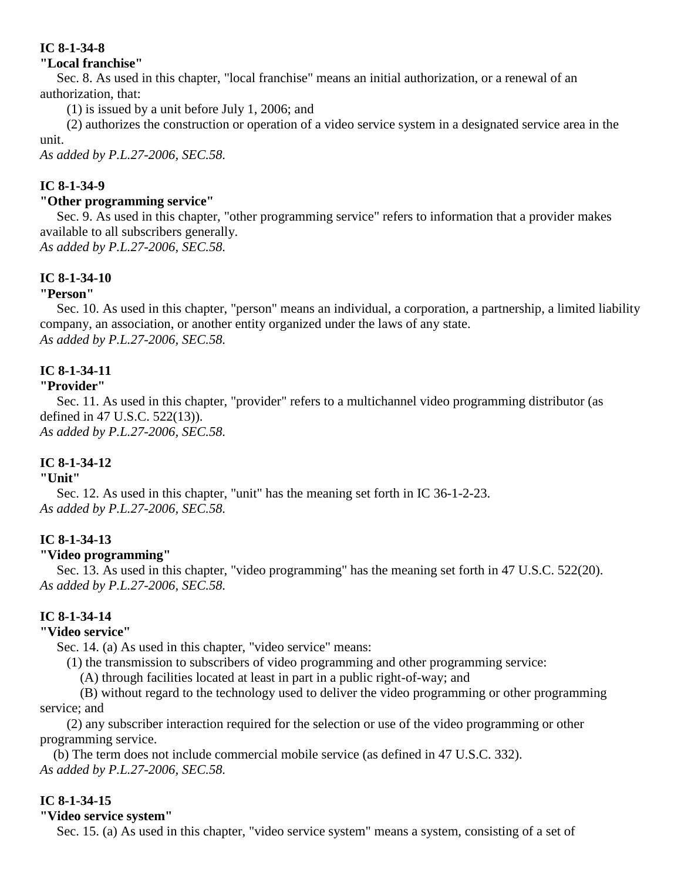**IC 8-1-34-8**
**"Local franchise"**

Sec. 8. As used in this chapter, "local franchise" means an initial authorization, or a renewal of an authorization, that:

(1) is issued by a unit before July 1, 2006; and

(2) authorizes the construction or operation of a video service system in a designated service area in the unit.

*As added by P.L.27-2006, SEC.58.*

**IC 8-1-34-9**
**"Other programming service"**

Sec. 9. As used in this chapter, "other programming service" refers to information that a provider makes available to all subscribers generally.

*As added by P.L.27-2006, SEC.58.*

**IC 8-1-34-10**
**"Person"**

Sec. 10. As used in this chapter, "person" means an individual, a corporation, a partnership, a limited liability company, an association, or another entity organized under the laws of any state.

*As added by P.L.27-2006, SEC.58.*

**IC 8-1-34-11**
**"Provider"**

Sec. 11. As used in this chapter, "provider" refers to a multichannel video programming distributor (as defined in 47 U.S.C. 522(13)).

*As added by P.L.27-2006, SEC.58.*

**IC 8-1-34-12**
**"Unit"**

Sec. 12. As used in this chapter, "unit" has the meaning set forth in IC 36-1-2-23.

*As added by P.L.27-2006, SEC.58.*

**IC 8-1-34-13**
**"Video programming"**

Sec. 13. As used in this chapter, "video programming" has the meaning set forth in 47 U.S.C. 522(20).

*As added by P.L.27-2006, SEC.58.*

**IC 8-1-34-14**
**"Video service"**

Sec. 14. (a) As used in this chapter, "video service" means:

(1) the transmission to subscribers of video programming and other programming service:

(A) through facilities located at least in part in a public right-of-way; and

(B) without regard to the technology used to deliver the video programming or other programming service; and

(2) any subscriber interaction required for the selection or use of the video programming or other programming service.

(b) The term does not include commercial mobile service (as defined in 47 U.S.C. 332).

*As added by P.L.27-2006, SEC.58.*

**IC 8-1-34-15**
**"Video service system"**

Sec. 15. (a) As used in this chapter, "video service system" means a system, consisting of a set of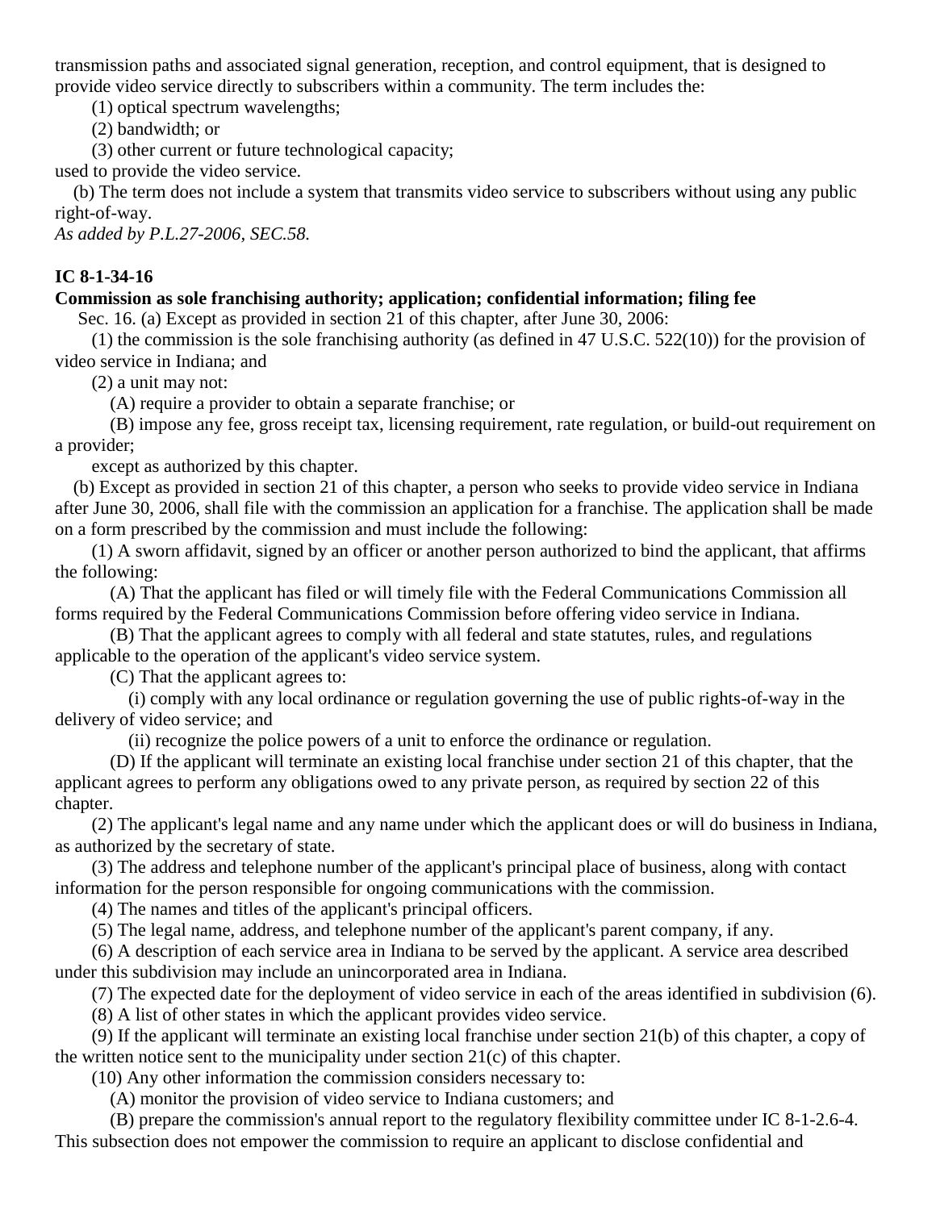transmission paths and associated signal generation, reception, and control equipment, that is designed to provide video service directly to subscribers within a community. The term includes the:

(1) optical spectrum wavelengths;

(2) bandwidth; or

(3) other current or future technological capacity;

used to provide the video service.

(b) The term does not include a system that transmits video service to subscribers without using any public right-of-way.

*As added by P.L.27-2006, SEC.58.*

**IC 8-1-34-16**

**Commission as sole franchising authority; application; confidential information; filing fee**

Sec. 16. (a) Except as provided in section 21 of this chapter, after June 30, 2006:

(1) the commission is the sole franchising authority (as defined in 47 U.S.C. 522(10)) for the provision of video service in Indiana; and

(2) a unit may not:

(A) require a provider to obtain a separate franchise; or

(B) impose any fee, gross receipt tax, licensing requirement, rate regulation, or build-out requirement on a provider;

except as authorized by this chapter.

(b) Except as provided in section 21 of this chapter, a person who seeks to provide video service in Indiana after June 30, 2006, shall file with the commission an application for a franchise. The application shall be made on a form prescribed by the commission and must include the following:

(1) A sworn affidavit, signed by an officer or another person authorized to bind the applicant, that affirms the following:

(A) That the applicant has filed or will timely file with the Federal Communications Commission all forms required by the Federal Communications Commission before offering video service in Indiana.

(B) That the applicant agrees to comply with all federal and state statutes, rules, and regulations applicable to the operation of the applicant's video service system.

(C) That the applicant agrees to:

(i) comply with any local ordinance or regulation governing the use of public rights-of-way in the delivery of video service; and

(ii) recognize the police powers of a unit to enforce the ordinance or regulation.

(D) If the applicant will terminate an existing local franchise under section 21 of this chapter, that the applicant agrees to perform any obligations owed to any private person, as required by section 22 of this chapter.

(2) The applicant's legal name and any name under which the applicant does or will do business in Indiana, as authorized by the secretary of state.

(3) The address and telephone number of the applicant's principal place of business, along with contact information for the person responsible for ongoing communications with the commission.

(4) The names and titles of the applicant's principal officers.

(5) The legal name, address, and telephone number of the applicant's parent company, if any.

(6) A description of each service area in Indiana to be served by the applicant. A service area described under this subdivision may include an unincorporated area in Indiana.

(7) The expected date for the deployment of video service in each of the areas identified in subdivision (6).

(8) A list of other states in which the applicant provides video service.

(9) If the applicant will terminate an existing local franchise under section 21(b) of this chapter, a copy of the written notice sent to the municipality under section 21(c) of this chapter.

(10) Any other information the commission considers necessary to:

(A) monitor the provision of video service to Indiana customers; and

(B) prepare the commission's annual report to the regulatory flexibility committee under IC 8-1-2.6-4.

This subsection does not empower the commission to require an applicant to disclose confidential and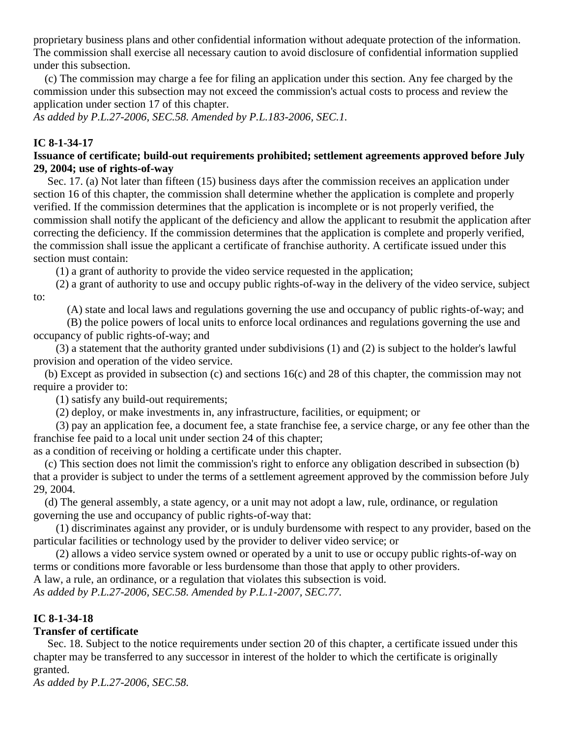proprietary business plans and other confidential information without adequate protection of the information. The commission shall exercise all necessary caution to avoid disclosure of confidential information supplied under this subsection.

(c) The commission may charge a fee for filing an application under this section. Any fee charged by the commission under this subsection may not exceed the commission's actual costs to process and review the application under section 17 of this chapter.

*As added by P.L.27-2006, SEC.58. Amended by P.L.183-2006, SEC.1.*

**IC 8-1-34-17**

**Issuance of certificate; build-out requirements prohibited; settlement agreements approved before July 29, 2004; use of rights-of-way**

Sec. 17. (a) Not later than fifteen (15) business days after the commission receives an application under section 16 of this chapter, the commission shall determine whether the application is complete and properly verified. If the commission determines that the application is incomplete or is not properly verified, the commission shall notify the applicant of the deficiency and allow the applicant to resubmit the application after correcting the deficiency. If the commission determines that the application is complete and properly verified, the commission shall issue the applicant a certificate of franchise authority. A certificate issued under this section must contain:

(1) a grant of authority to provide the video service requested in the application;

(2) a grant of authority to use and occupy public rights-of-way in the delivery of the video service, subject to:

(A) state and local laws and regulations governing the use and occupancy of public rights-of-way; and

(B) the police powers of local units to enforce local ordinances and regulations governing the use and occupancy of public rights-of-way; and

(3) a statement that the authority granted under subdivisions (1) and (2) is subject to the holder's lawful provision and operation of the video service.

(b) Except as provided in subsection (c) and sections 16(c) and 28 of this chapter, the commission may not require a provider to:

(1) satisfy any build-out requirements;

(2) deploy, or make investments in, any infrastructure, facilities, or equipment; or

(3) pay an application fee, a document fee, a state franchise fee, a service charge, or any fee other than the franchise fee paid to a local unit under section 24 of this chapter;

as a condition of receiving or holding a certificate under this chapter.

(c) This section does not limit the commission's right to enforce any obligation described in subsection (b) that a provider is subject to under the terms of a settlement agreement approved by the commission before July 29, 2004.

(d) The general assembly, a state agency, or a unit may not adopt a law, rule, ordinance, or regulation governing the use and occupancy of public rights-of-way that:

(1) discriminates against any provider, or is unduly burdensome with respect to any provider, based on the particular facilities or technology used by the provider to deliver video service; or

(2) allows a video service system owned or operated by a unit to use or occupy public rights-of-way on terms or conditions more favorable or less burdensome than those that apply to other providers.

A law, a rule, an ordinance, or a regulation that violates this subsection is void.

*As added by P.L.27-2006, SEC.58. Amended by P.L.1-2007, SEC.77.*

**IC 8-1-34-18**

**Transfer of certificate**

Sec. 18. Subject to the notice requirements under section 20 of this chapter, a certificate issued under this chapter may be transferred to any successor in interest of the holder to which the certificate is originally granted.

*As added by P.L.27-2006, SEC.58.*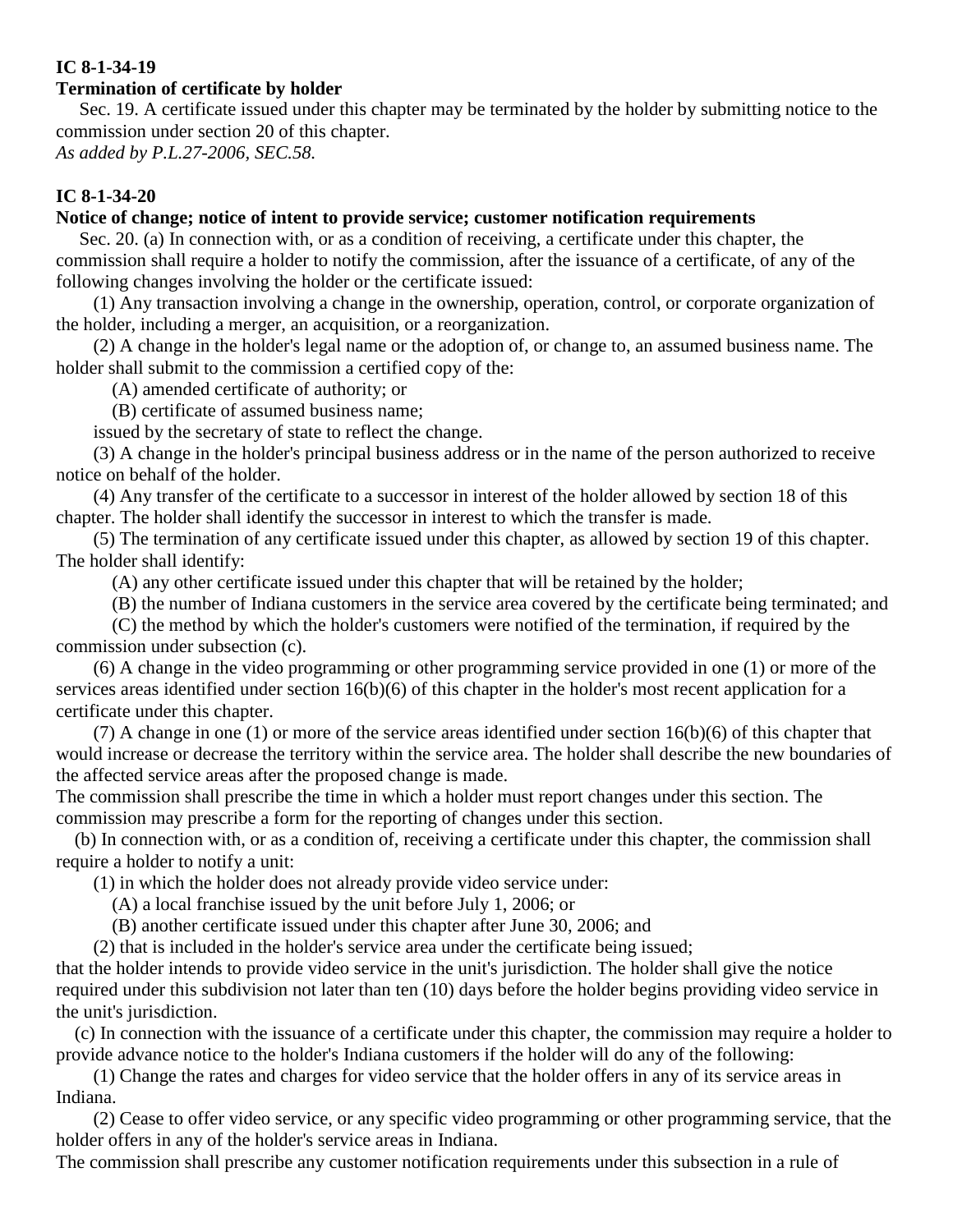**IC 8-1-34-19**

**Termination of certificate by holder**

Sec. 19. A certificate issued under this chapter may be terminated by the holder by submitting notice to the commission under section 20 of this chapter.

*As added by P.L.27-2006, SEC.58.*

**IC 8-1-34-20**

**Notice of change; notice of intent to provide service; customer notification requirements**

Sec. 20. (a) In connection with, or as a condition of receiving, a certificate under this chapter, the commission shall require a holder to notify the commission, after the issuance of a certificate, of any of the following changes involving the holder or the certificate issued:

(1) Any transaction involving a change in the ownership, operation, control, or corporate organization of the holder, including a merger, an acquisition, or a reorganization.

(2) A change in the holder's legal name or the adoption of, or change to, an assumed business name. The holder shall submit to the commission a certified copy of the:

(A) amended certificate of authority; or

(B) certificate of assumed business name;

issued by the secretary of state to reflect the change.

(3) A change in the holder's principal business address or in the name of the person authorized to receive notice on behalf of the holder.

(4) Any transfer of the certificate to a successor in interest of the holder allowed by section 18 of this chapter. The holder shall identify the successor in interest to which the transfer is made.

(5) The termination of any certificate issued under this chapter, as allowed by section 19 of this chapter. The holder shall identify:

(A) any other certificate issued under this chapter that will be retained by the holder;

(B) the number of Indiana customers in the service area covered by the certificate being terminated; and

(C) the method by which the holder's customers were notified of the termination, if required by the commission under subsection (c).

(6) A change in the video programming or other programming service provided in one (1) or more of the services areas identified under section 16(b)(6) of this chapter in the holder's most recent application for a certificate under this chapter.

(7) A change in one (1) or more of the service areas identified under section 16(b)(6) of this chapter that would increase or decrease the territory within the service area. The holder shall describe the new boundaries of the affected service areas after the proposed change is made.

The commission shall prescribe the time in which a holder must report changes under this section. The commission may prescribe a form for the reporting of changes under this section.

(b) In connection with, or as a condition of, receiving a certificate under this chapter, the commission shall require a holder to notify a unit:

(1) in which the holder does not already provide video service under:

(A) a local franchise issued by the unit before July 1, 2006; or

(B) another certificate issued under this chapter after June 30, 2006; and

(2) that is included in the holder's service area under the certificate being issued;

that the holder intends to provide video service in the unit's jurisdiction. The holder shall give the notice required under this subdivision not later than ten (10) days before the holder begins providing video service in the unit's jurisdiction.

(c) In connection with the issuance of a certificate under this chapter, the commission may require a holder to provide advance notice to the holder's Indiana customers if the holder will do any of the following:

(1) Change the rates and charges for video service that the holder offers in any of its service areas in Indiana.

(2) Cease to offer video service, or any specific video programming or other programming service, that the holder offers in any of the holder's service areas in Indiana.

The commission shall prescribe any customer notification requirements under this subsection in a rule of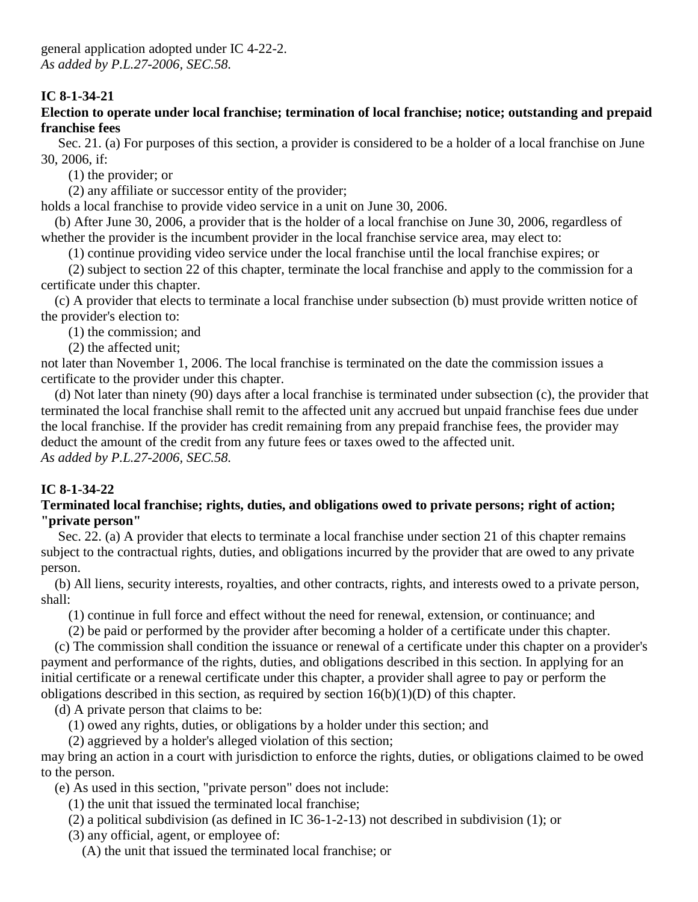general application adopted under IC 4-22-2.
*As added by P.L.27-2006, SEC.58.*

### IC 8-1-34-21

**Election to operate under local franchise; termination of local franchise; notice; outstanding and prepaid franchise fees**

Sec. 21. (a) For purposes of this section, a provider is considered to be a holder of a local franchise on June 30, 2006, if:

(1) the provider; or

(2) any affiliate or successor entity of the provider;

holds a local franchise to provide video service in a unit on June 30, 2006.

(b) After June 30, 2006, a provider that is the holder of a local franchise on June 30, 2006, regardless of whether the provider is the incumbent provider in the local franchise service area, may elect to:

(1) continue providing video service under the local franchise until the local franchise expires; or

(2) subject to section 22 of this chapter, terminate the local franchise and apply to the commission for a certificate under this chapter.

(c) A provider that elects to terminate a local franchise under subsection (b) must provide written notice of the provider's election to:

(1) the commission; and

(2) the affected unit;

not later than November 1, 2006. The local franchise is terminated on the date the commission issues a certificate to the provider under this chapter.

(d) Not later than ninety (90) days after a local franchise is terminated under subsection (c), the provider that terminated the local franchise shall remit to the affected unit any accrued but unpaid franchise fees due under the local franchise. If the provider has credit remaining from any prepaid franchise fees, the provider may deduct the amount of the credit from any future fees or taxes owed to the affected unit.
*As added by P.L.27-2006, SEC.58.*

### IC 8-1-34-22

**Terminated local franchise; rights, duties, and obligations owed to private persons; right of action; "private person"**

Sec. 22. (a) A provider that elects to terminate a local franchise under section 21 of this chapter remains subject to the contractual rights, duties, and obligations incurred by the provider that are owed to any private person.

(b) All liens, security interests, royalties, and other contracts, rights, and interests owed to a private person, shall:

(1) continue in full force and effect without the need for renewal, extension, or continuance; and

(2) be paid or performed by the provider after becoming a holder of a certificate under this chapter.

(c) The commission shall condition the issuance or renewal of a certificate under this chapter on a provider's payment and performance of the rights, duties, and obligations described in this section. In applying for an initial certificate or a renewal certificate under this chapter, a provider shall agree to pay or perform the obligations described in this section, as required by section 16(b)(1)(D) of this chapter.

(d) A private person that claims to be:

(1) owed any rights, duties, or obligations by a holder under this section; and

(2) aggrieved by a holder's alleged violation of this section;

may bring an action in a court with jurisdiction to enforce the rights, duties, or obligations claimed to be owed to the person.

(e) As used in this section, "private person" does not include:

(1) the unit that issued the terminated local franchise;

(2) a political subdivision (as defined in IC 36-1-2-13) not described in subdivision (1); or

(3) any official, agent, or employee of:

(A) the unit that issued the terminated local franchise; or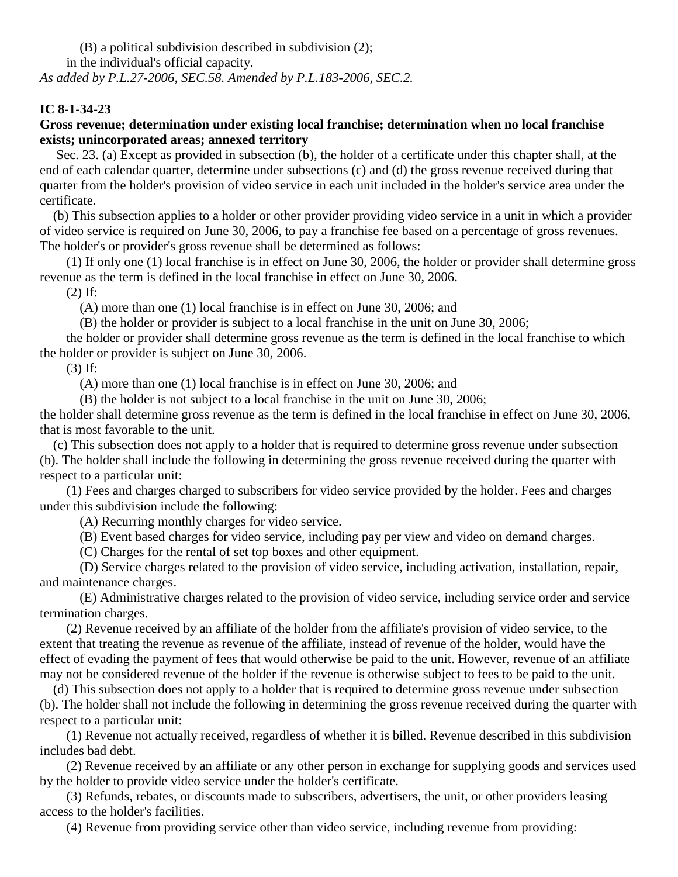(B) a political subdivision described in subdivision (2);

in the individual's official capacity.

*As added by P.L.27-2006, SEC.58. Amended by P.L.183-2006, SEC.2.*

**IC 8-1-34-23**

**Gross revenue; determination under existing local franchise; determination when no local franchise exists; unincorporated areas; annexed territory**

Sec. 23. (a) Except as provided in subsection (b), the holder of a certificate under this chapter shall, at the end of each calendar quarter, determine under subsections (c) and (d) the gross revenue received during that quarter from the holder's provision of video service in each unit included in the holder's service area under the certificate.

(b) This subsection applies to a holder or other provider providing video service in a unit in which a provider of video service is required on June 30, 2006, to pay a franchise fee based on a percentage of gross revenues. The holder's or provider's gross revenue shall be determined as follows:

(1) If only one (1) local franchise is in effect on June 30, 2006, the holder or provider shall determine gross revenue as the term is defined in the local franchise in effect on June 30, 2006.

(2) If:

(A) more than one (1) local franchise is in effect on June 30, 2006; and

(B) the holder or provider is subject to a local franchise in the unit on June 30, 2006;

the holder or provider shall determine gross revenue as the term is defined in the local franchise to which the holder or provider is subject on June 30, 2006.

(3) If:

(A) more than one (1) local franchise is in effect on June 30, 2006; and

(B) the holder is not subject to a local franchise in the unit on June 30, 2006;

the holder shall determine gross revenue as the term is defined in the local franchise in effect on June 30, 2006, that is most favorable to the unit.

(c) This subsection does not apply to a holder that is required to determine gross revenue under subsection (b). The holder shall include the following in determining the gross revenue received during the quarter with respect to a particular unit:

(1) Fees and charges charged to subscribers for video service provided by the holder. Fees and charges under this subdivision include the following:

(A) Recurring monthly charges for video service.

(B) Event based charges for video service, including pay per view and video on demand charges.

(C) Charges for the rental of set top boxes and other equipment.

(D) Service charges related to the provision of video service, including activation, installation, repair, and maintenance charges.

(E) Administrative charges related to the provision of video service, including service order and service termination charges.

(2) Revenue received by an affiliate of the holder from the affiliate's provision of video service, to the extent that treating the revenue as revenue of the affiliate, instead of revenue of the holder, would have the effect of evading the payment of fees that would otherwise be paid to the unit. However, revenue of an affiliate may not be considered revenue of the holder if the revenue is otherwise subject to fees to be paid to the unit.

(d) This subsection does not apply to a holder that is required to determine gross revenue under subsection (b). The holder shall not include the following in determining the gross revenue received during the quarter with respect to a particular unit:

(1) Revenue not actually received, regardless of whether it is billed. Revenue described in this subdivision includes bad debt.

(2) Revenue received by an affiliate or any other person in exchange for supplying goods and services used by the holder to provide video service under the holder's certificate.

(3) Refunds, rebates, or discounts made to subscribers, advertisers, the unit, or other providers leasing access to the holder's facilities.

(4) Revenue from providing service other than video service, including revenue from providing: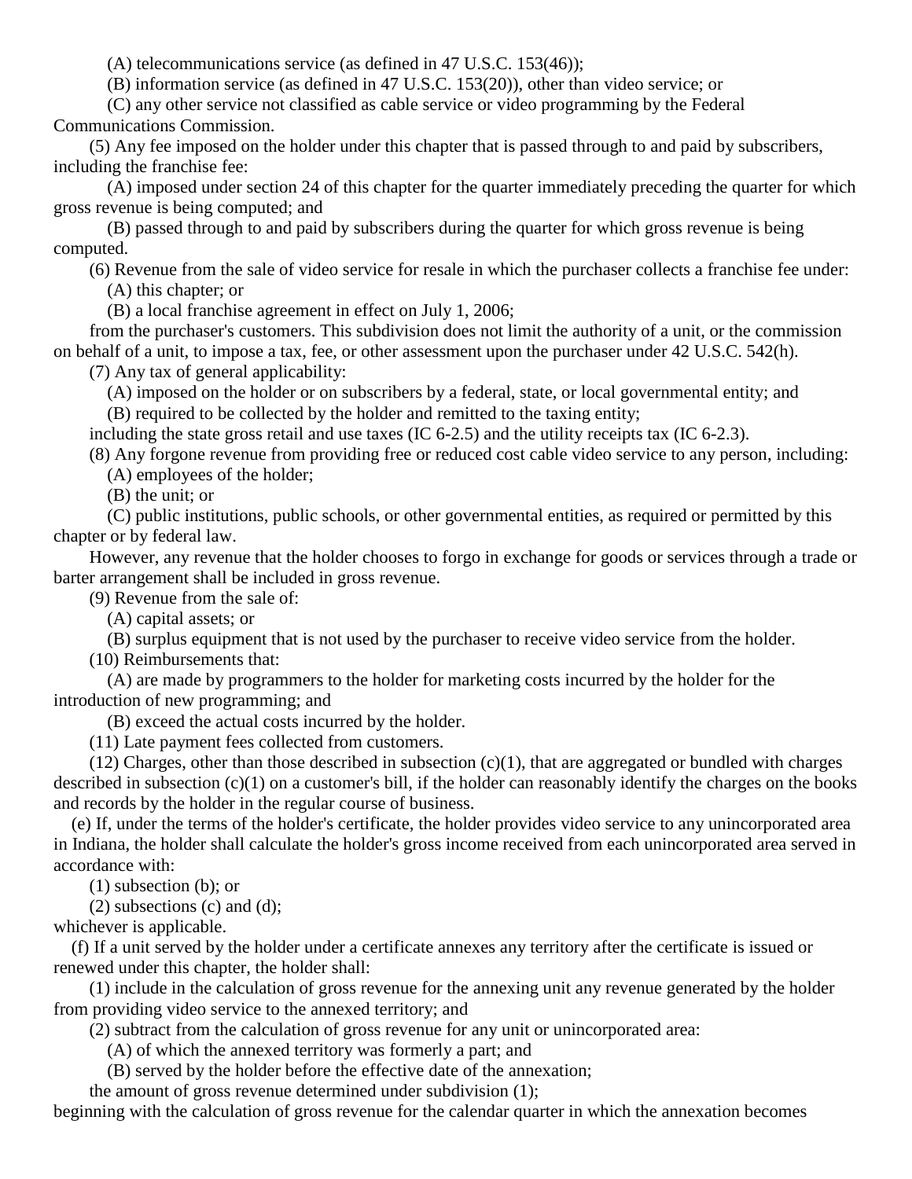(A) telecommunications service (as defined in 47 U.S.C. 153(46));

(B) information service (as defined in 47 U.S.C. 153(20)), other than video service; or

(C) any other service not classified as cable service or video programming by the Federal Communications Commission.

(5) Any fee imposed on the holder under this chapter that is passed through to and paid by subscribers, including the franchise fee:

(A) imposed under section 24 of this chapter for the quarter immediately preceding the quarter for which gross revenue is being computed; and

(B) passed through to and paid by subscribers during the quarter for which gross revenue is being computed.

(6) Revenue from the sale of video service for resale in which the purchaser collects a franchise fee under:

(A) this chapter; or

(B) a local franchise agreement in effect on July 1, 2006;

from the purchaser's customers. This subdivision does not limit the authority of a unit, or the commission on behalf of a unit, to impose a tax, fee, or other assessment upon the purchaser under 42 U.S.C. 542(h).

(7) Any tax of general applicability:

(A) imposed on the holder or on subscribers by a federal, state, or local governmental entity; and

(B) required to be collected by the holder and remitted to the taxing entity;

including the state gross retail and use taxes (IC 6-2.5) and the utility receipts tax (IC 6-2.3).

(8) Any forgone revenue from providing free or reduced cost cable video service to any person, including:

(A) employees of the holder;

(B) the unit; or

(C) public institutions, public schools, or other governmental entities, as required or permitted by this chapter or by federal law.

However, any revenue that the holder chooses to forgo in exchange for goods or services through a trade or barter arrangement shall be included in gross revenue.

(9) Revenue from the sale of:

(A) capital assets; or

(B) surplus equipment that is not used by the purchaser to receive video service from the holder.

(10) Reimbursements that:

(A) are made by programmers to the holder for marketing costs incurred by the holder for the introduction of new programming; and

(B) exceed the actual costs incurred by the holder.

(11) Late payment fees collected from customers.

(12) Charges, other than those described in subsection (c)(1), that are aggregated or bundled with charges described in subsection (c)(1) on a customer's bill, if the holder can reasonably identify the charges on the books and records by the holder in the regular course of business.

(e) If, under the terms of the holder's certificate, the holder provides video service to any unincorporated area in Indiana, the holder shall calculate the holder's gross income received from each unincorporated area served in accordance with:

(1) subsection (b); or

(2) subsections (c) and (d);

whichever is applicable.

(f) If a unit served by the holder under a certificate annexes any territory after the certificate is issued or renewed under this chapter, the holder shall:

(1) include in the calculation of gross revenue for the annexing unit any revenue generated by the holder from providing video service to the annexed territory; and

(2) subtract from the calculation of gross revenue for any unit or unincorporated area:

(A) of which the annexed territory was formerly a part; and

(B) served by the holder before the effective date of the annexation;

the amount of gross revenue determined under subdivision (1);

beginning with the calculation of gross revenue for the calendar quarter in which the annexation becomes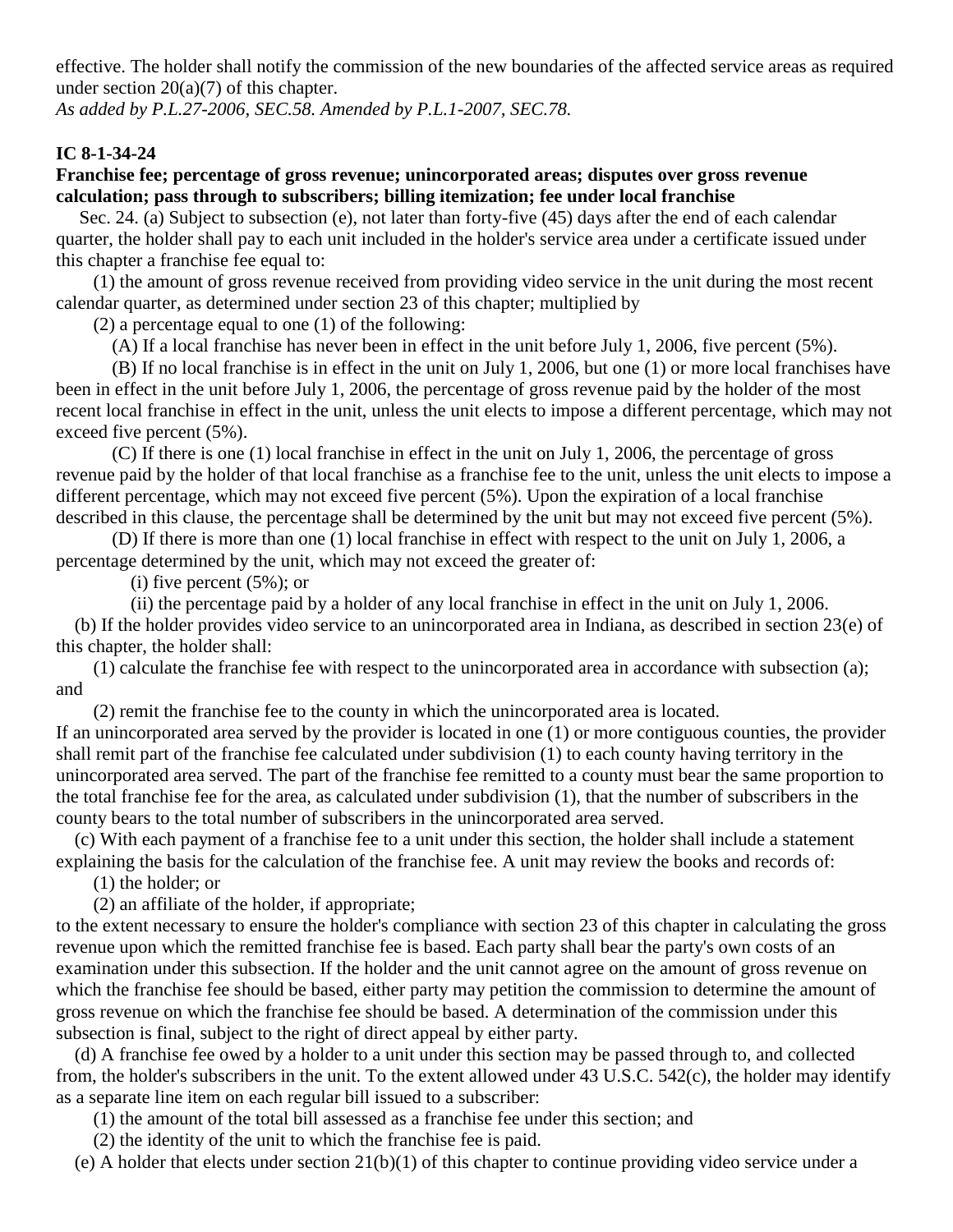effective. The holder shall notify the commission of the new boundaries of the affected service areas as required under section 20(a)(7) of this chapter.

*As added by P.L.27-2006, SEC.58. Amended by P.L.1-2007, SEC.78.*

**IC 8-1-34-24**

**Franchise fee; percentage of gross revenue; unincorporated areas; disputes over gross revenue calculation; pass through to subscribers; billing itemization; fee under local franchise**

Sec. 24. (a) Subject to subsection (e), not later than forty-five (45) days after the end of each calendar quarter, the holder shall pay to each unit included in the holder's service area under a certificate issued under this chapter a franchise fee equal to:

(1) the amount of gross revenue received from providing video service in the unit during the most recent calendar quarter, as determined under section 23 of this chapter; multiplied by

(2) a percentage equal to one (1) of the following:

(A) If a local franchise has never been in effect in the unit before July 1, 2006, five percent (5%).

(B) If no local franchise is in effect in the unit on July 1, 2006, but one (1) or more local franchises have been in effect in the unit before July 1, 2006, the percentage of gross revenue paid by the holder of the most recent local franchise in effect in the unit, unless the unit elects to impose a different percentage, which may not exceed five percent (5%).

(C) If there is one (1) local franchise in effect in the unit on July 1, 2006, the percentage of gross revenue paid by the holder of that local franchise as a franchise fee to the unit, unless the unit elects to impose a different percentage, which may not exceed five percent (5%). Upon the expiration of a local franchise described in this clause, the percentage shall be determined by the unit but may not exceed five percent (5%).

(D) If there is more than one (1) local franchise in effect with respect to the unit on July 1, 2006, a percentage determined by the unit, which may not exceed the greater of:

(i) five percent (5%); or

(ii) the percentage paid by a holder of any local franchise in effect in the unit on July 1, 2006.

(b) If the holder provides video service to an unincorporated area in Indiana, as described in section 23(e) of this chapter, the holder shall:

(1) calculate the franchise fee with respect to the unincorporated area in accordance with subsection (a); and

(2) remit the franchise fee to the county in which the unincorporated area is located.

If an unincorporated area served by the provider is located in one (1) or more contiguous counties, the provider shall remit part of the franchise fee calculated under subdivision (1) to each county having territory in the unincorporated area served. The part of the franchise fee remitted to a county must bear the same proportion to the total franchise fee for the area, as calculated under subdivision (1), that the number of subscribers in the county bears to the total number of subscribers in the unincorporated area served.

(c) With each payment of a franchise fee to a unit under this section, the holder shall include a statement explaining the basis for the calculation of the franchise fee. A unit may review the books and records of:

(1) the holder; or

(2) an affiliate of the holder, if appropriate;

to the extent necessary to ensure the holder's compliance with section 23 of this chapter in calculating the gross revenue upon which the remitted franchise fee is based. Each party shall bear the party's own costs of an examination under this subsection. If the holder and the unit cannot agree on the amount of gross revenue on which the franchise fee should be based, either party may petition the commission to determine the amount of gross revenue on which the franchise fee should be based. A determination of the commission under this subsection is final, subject to the right of direct appeal by either party.

(d) A franchise fee owed by a holder to a unit under this section may be passed through to, and collected from, the holder's subscribers in the unit. To the extent allowed under 43 U.S.C. 542(c), the holder may identify as a separate line item on each regular bill issued to a subscriber:

(1) the amount of the total bill assessed as a franchise fee under this section; and

(2) the identity of the unit to which the franchise fee is paid.

(e) A holder that elects under section 21(b)(1) of this chapter to continue providing video service under a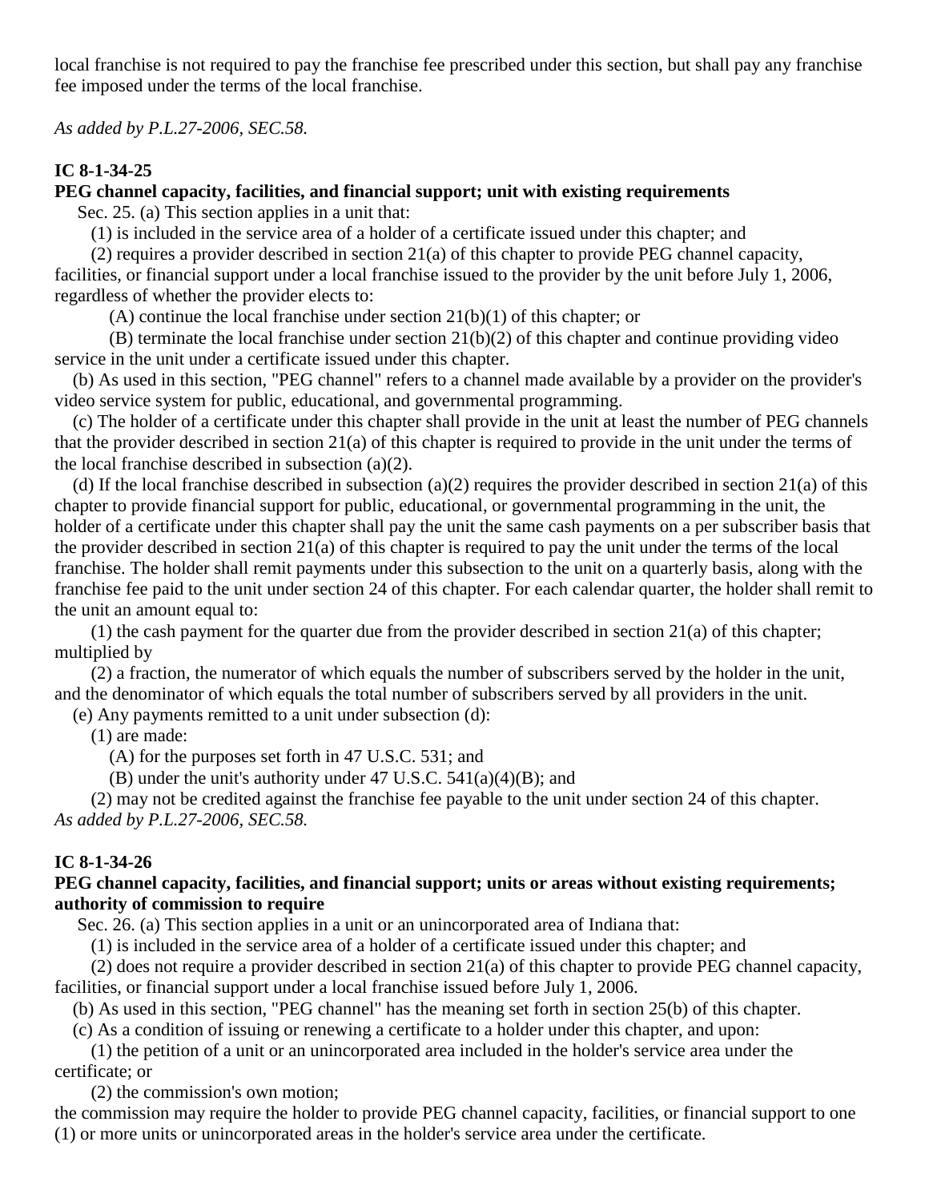local franchise is not required to pay the franchise fee prescribed under this section, but shall pay any franchise fee imposed under the terms of the local franchise.

*As added by P.L.27-2006, SEC.58.*

**IC 8-1-34-25**

**PEG channel capacity, facilities, and financial support; unit with existing requirements**

Sec. 25. (a) This section applies in a unit that:

(1) is included in the service area of a holder of a certificate issued under this chapter; and

(2) requires a provider described in section 21(a) of this chapter to provide PEG channel capacity, facilities, or financial support under a local franchise issued to the provider by the unit before July 1, 2006, regardless of whether the provider elects to:

(A) continue the local franchise under section 21(b)(1) of this chapter; or

(B) terminate the local franchise under section 21(b)(2) of this chapter and continue providing video service in the unit under a certificate issued under this chapter.

(b) As used in this section, "PEG channel" refers to a channel made available by a provider on the provider's video service system for public, educational, and governmental programming.

(c) The holder of a certificate under this chapter shall provide in the unit at least the number of PEG channels that the provider described in section 21(a) of this chapter is required to provide in the unit under the terms of the local franchise described in subsection (a)(2).

(d) If the local franchise described in subsection (a)(2) requires the provider described in section 21(a) of this chapter to provide financial support for public, educational, or governmental programming in the unit, the holder of a certificate under this chapter shall pay the unit the same cash payments on a per subscriber basis that the provider described in section 21(a) of this chapter is required to pay the unit under the terms of the local franchise. The holder shall remit payments under this subsection to the unit on a quarterly basis, along with the franchise fee paid to the unit under section 24 of this chapter. For each calendar quarter, the holder shall remit to the unit an amount equal to:

(1) the cash payment for the quarter due from the provider described in section 21(a) of this chapter; multiplied by

(2) a fraction, the numerator of which equals the number of subscribers served by the holder in the unit, and the denominator of which equals the total number of subscribers served by all providers in the unit.

(e) Any payments remitted to a unit under subsection (d):

(1) are made:

(A) for the purposes set forth in 47 U.S.C. 531; and

(B) under the unit's authority under 47 U.S.C. 541(a)(4)(B); and

(2) may not be credited against the franchise fee payable to the unit under section 24 of this chapter.

*As added by P.L.27-2006, SEC.58.*

**IC 8-1-34-26**

**PEG channel capacity, facilities, and financial support; units or areas without existing requirements; authority of commission to require**

Sec. 26. (a) This section applies in a unit or an unincorporated area of Indiana that:

(1) is included in the service area of a holder of a certificate issued under this chapter; and

(2) does not require a provider described in section 21(a) of this chapter to provide PEG channel capacity, facilities, or financial support under a local franchise issued before July 1, 2006.

(b) As used in this section, "PEG channel" has the meaning set forth in section 25(b) of this chapter.

(c) As a condition of issuing or renewing a certificate to a holder under this chapter, and upon:

(1) the petition of a unit or an unincorporated area included in the holder's service area under the certificate; or

(2) the commission's own motion;

the commission may require the holder to provide PEG channel capacity, facilities, or financial support to one (1) or more units or unincorporated areas in the holder's service area under the certificate.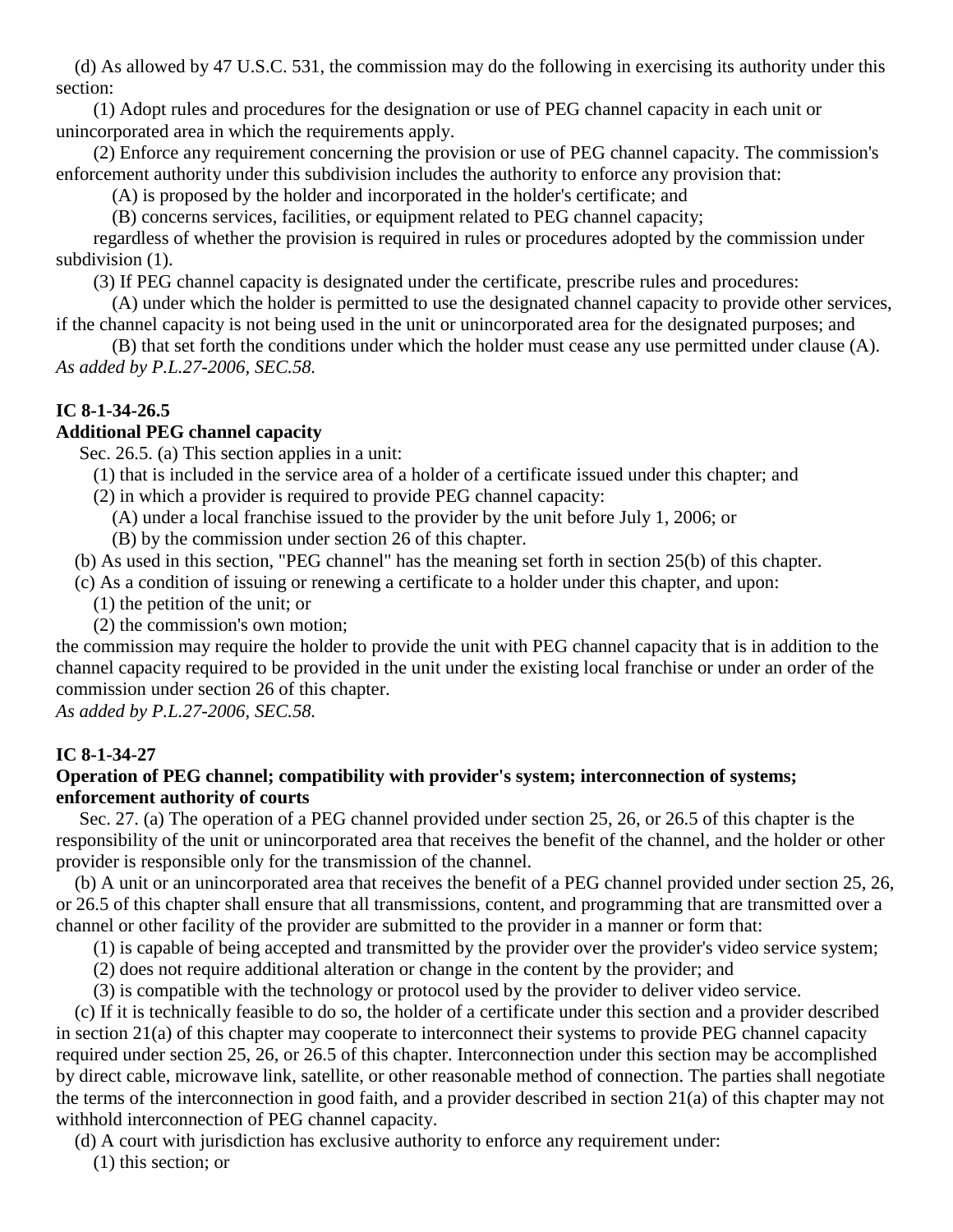(d) As allowed by 47 U.S.C. 531, the commission may do the following in exercising its authority under this section:

(1) Adopt rules and procedures for the designation or use of PEG channel capacity in each unit or unincorporated area in which the requirements apply.

(2) Enforce any requirement concerning the provision or use of PEG channel capacity. The commission's enforcement authority under this subdivision includes the authority to enforce any provision that:

(A) is proposed by the holder and incorporated in the holder's certificate; and

(B) concerns services, facilities, or equipment related to PEG channel capacity;

regardless of whether the provision is required in rules or procedures adopted by the commission under subdivision (1).

(3) If PEG channel capacity is designated under the certificate, prescribe rules and procedures:

(A) under which the holder is permitted to use the designated channel capacity to provide other services, if the channel capacity is not being used in the unit or unincorporated area for the designated purposes; and

(B) that set forth the conditions under which the holder must cease any use permitted under clause (A).

*As added by P.L.27-2006, SEC.58.*

**IC 8-1-34-26.5**

**Additional PEG channel capacity**

Sec. 26.5. (a) This section applies in a unit:

(1) that is included in the service area of a holder of a certificate issued under this chapter; and

(2) in which a provider is required to provide PEG channel capacity:

(A) under a local franchise issued to the provider by the unit before July 1, 2006; or

(B) by the commission under section 26 of this chapter.

(b) As used in this section, "PEG channel" has the meaning set forth in section 25(b) of this chapter.

(c) As a condition of issuing or renewing a certificate to a holder under this chapter, and upon:

(1) the petition of the unit; or

(2) the commission's own motion;

the commission may require the holder to provide the unit with PEG channel capacity that is in addition to the channel capacity required to be provided in the unit under the existing local franchise or under an order of the commission under section 26 of this chapter.

*As added by P.L.27-2006, SEC.58.*

**IC 8-1-34-27**

**Operation of PEG channel; compatibility with provider's system; interconnection of systems; enforcement authority of courts**

Sec. 27. (a) The operation of a PEG channel provided under section 25, 26, or 26.5 of this chapter is the responsibility of the unit or unincorporated area that receives the benefit of the channel, and the holder or other provider is responsible only for the transmission of the channel.

(b) A unit or an unincorporated area that receives the benefit of a PEG channel provided under section 25, 26, or 26.5 of this chapter shall ensure that all transmissions, content, and programming that are transmitted over a channel or other facility of the provider are submitted to the provider in a manner or form that:

(1) is capable of being accepted and transmitted by the provider over the provider's video service system;

(2) does not require additional alteration or change in the content by the provider; and

(3) is compatible with the technology or protocol used by the provider to deliver video service.

(c) If it is technically feasible to do so, the holder of a certificate under this section and a provider described in section 21(a) of this chapter may cooperate to interconnect their systems to provide PEG channel capacity required under section 25, 26, or 26.5 of this chapter. Interconnection under this section may be accomplished by direct cable, microwave link, satellite, or other reasonable method of connection. The parties shall negotiate the terms of the interconnection in good faith, and a provider described in section 21(a) of this chapter may not withhold interconnection of PEG channel capacity.

(d) A court with jurisdiction has exclusive authority to enforce any requirement under:

(1) this section; or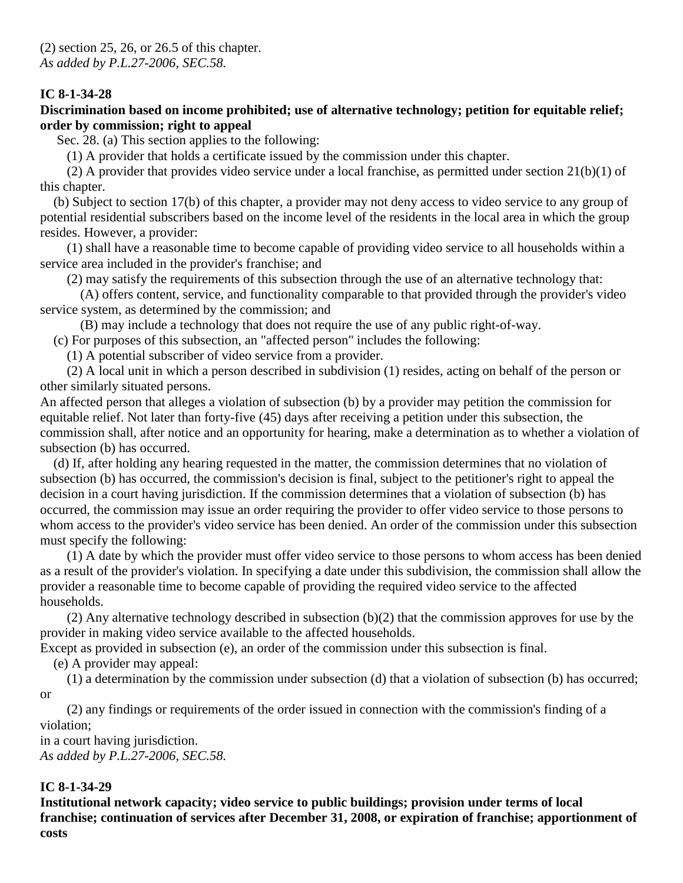(2) section 25, 26, or 26.5 of this chapter.
*As added by P.L.27-2006, SEC.58.*

**IC 8-1-34-28**

**Discrimination based on income prohibited; use of alternative technology; petition for equitable relief; order by commission; right to appeal**

Sec. 28. (a) This section applies to the following:

(1) A provider that holds a certificate issued by the commission under this chapter.

(2) A provider that provides video service under a local franchise, as permitted under section 21(b)(1) of this chapter.

(b) Subject to section 17(b) of this chapter, a provider may not deny access to video service to any group of potential residential subscribers based on the income level of the residents in the local area in which the group resides. However, a provider:

(1) shall have a reasonable time to become capable of providing video service to all households within a service area included in the provider's franchise; and

(2) may satisfy the requirements of this subsection through the use of an alternative technology that:

(A) offers content, service, and functionality comparable to that provided through the provider's video service system, as determined by the commission; and

(B) may include a technology that does not require the use of any public right-of-way.

(c) For purposes of this subsection, an "affected person" includes the following:

(1) A potential subscriber of video service from a provider.

(2) A local unit in which a person described in subdivision (1) resides, acting on behalf of the person or other similarly situated persons.

An affected person that alleges a violation of subsection (b) by a provider may petition the commission for equitable relief. Not later than forty-five (45) days after receiving a petition under this subsection, the commission shall, after notice and an opportunity for hearing, make a determination as to whether a violation of subsection (b) has occurred.

(d) If, after holding any hearing requested in the matter, the commission determines that no violation of subsection (b) has occurred, the commission's decision is final, subject to the petitioner's right to appeal the decision in a court having jurisdiction. If the commission determines that a violation of subsection (b) has occurred, the commission may issue an order requiring the provider to offer video service to those persons to whom access to the provider's video service has been denied. An order of the commission under this subsection must specify the following:

(1) A date by which the provider must offer video service to those persons to whom access has been denied as a result of the provider's violation. In specifying a date under this subdivision, the commission shall allow the provider a reasonable time to become capable of providing the required video service to the affected households.

(2) Any alternative technology described in subsection (b)(2) that the commission approves for use by the provider in making video service available to the affected households.

Except as provided in subsection (e), an order of the commission under this subsection is final.

(e) A provider may appeal:

(1) a determination by the commission under subsection (d) that a violation of subsection (b) has occurred; or

(2) any findings or requirements of the order issued in connection with the commission's finding of a violation;

in a court having jurisdiction.
*As added by P.L.27-2006, SEC.58.*

**IC 8-1-34-29**

**Institutional network capacity; video service to public buildings; provision under terms of local franchise; continuation of services after December 31, 2008, or expiration of franchise; apportionment of costs**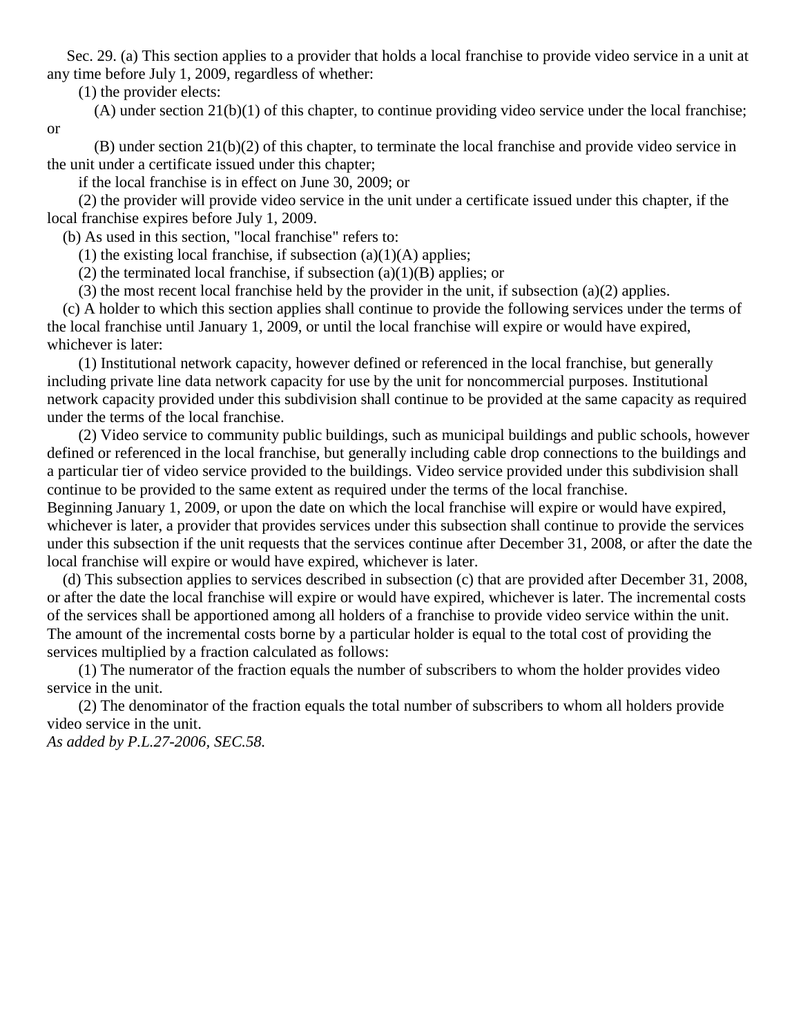Sec. 29. (a) This section applies to a provider that holds a local franchise to provide video service in a unit at any time before July 1, 2009, regardless of whether:

(1) the provider elects:

(A) under section 21(b)(1) of this chapter, to continue providing video service under the local franchise; or

(B) under section 21(b)(2) of this chapter, to terminate the local franchise and provide video service in the unit under a certificate issued under this chapter;

if the local franchise is in effect on June 30, 2009; or

(2) the provider will provide video service in the unit under a certificate issued under this chapter, if the local franchise expires before July 1, 2009.

(b) As used in this section, "local franchise" refers to:

(1) the existing local franchise, if subsection (a)(1)(A) applies;

(2) the terminated local franchise, if subsection (a)(1)(B) applies; or

(3) the most recent local franchise held by the provider in the unit, if subsection (a)(2) applies.

(c) A holder to which this section applies shall continue to provide the following services under the terms of the local franchise until January 1, 2009, or until the local franchise will expire or would have expired, whichever is later:

(1) Institutional network capacity, however defined or referenced in the local franchise, but generally including private line data network capacity for use by the unit for noncommercial purposes. Institutional network capacity provided under this subdivision shall continue to be provided at the same capacity as required under the terms of the local franchise.

(2) Video service to community public buildings, such as municipal buildings and public schools, however defined or referenced in the local franchise, but generally including cable drop connections to the buildings and a particular tier of video service provided to the buildings. Video service provided under this subdivision shall continue to be provided to the same extent as required under the terms of the local franchise.

Beginning January 1, 2009, or upon the date on which the local franchise will expire or would have expired, whichever is later, a provider that provides services under this subsection shall continue to provide the services under this subsection if the unit requests that the services continue after December 31, 2008, or after the date the local franchise will expire or would have expired, whichever is later.

(d) This subsection applies to services described in subsection (c) that are provided after December 31, 2008, or after the date the local franchise will expire or would have expired, whichever is later. The incremental costs of the services shall be apportioned among all holders of a franchise to provide video service within the unit. The amount of the incremental costs borne by a particular holder is equal to the total cost of providing the services multiplied by a fraction calculated as follows:

(1) The numerator of the fraction equals the number of subscribers to whom the holder provides video service in the unit.

(2) The denominator of the fraction equals the total number of subscribers to whom all holders provide video service in the unit.

*As added by P.L.27-2006, SEC.58.*